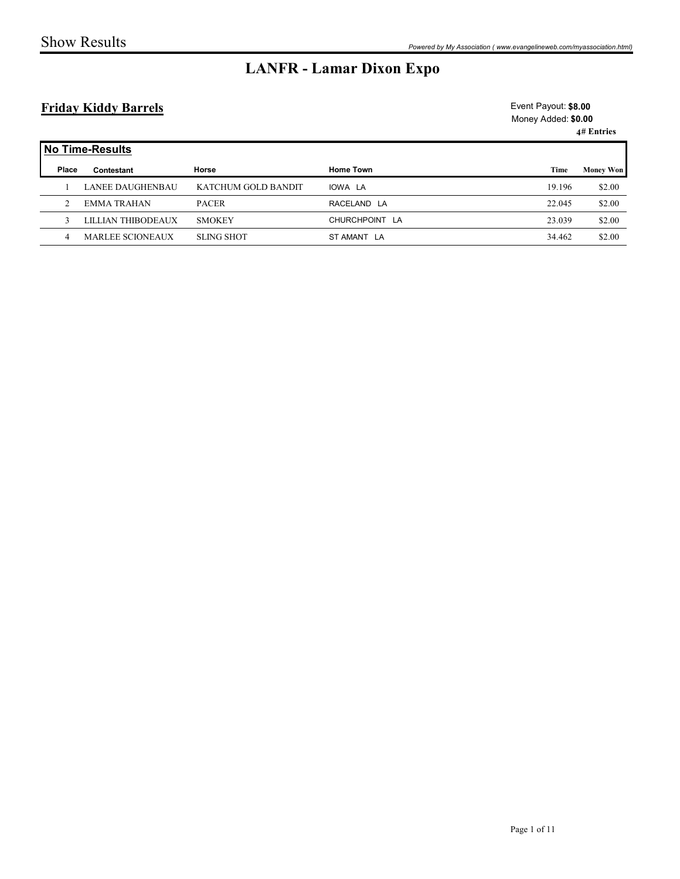Show Results

*Powered by My Association ( www.evangelineweb.com/myassociation.html)*

# LANFR - Lamar Dixon Expo

## Friday Kiddy Barrels

Event Payout: **$8.00**
Money Added: **$0.00**
**4# Entries**

**No Time-Results**

| Place | Contestant | Horse | Home Town | Time | Money Won |
|---|---|---|---|---|---|
| 1 | LANEE DAUGHENBAU | KATCHUM GOLD BANDIT | IOWA LA | 19.196 | $2.00 |
| 2 | EMMA TRAHAN | PACER | RACELAND LA | 22.045 | $2.00 |
| 3 | LILLIAN THIBODEAUX | SMOKEY | CHURCHPOINT LA | 23.039 | $2.00 |
| 4 | MARLEE SCIONEAUX | SLING SHOT | ST AMANT LA | 34.462 | $2.00 |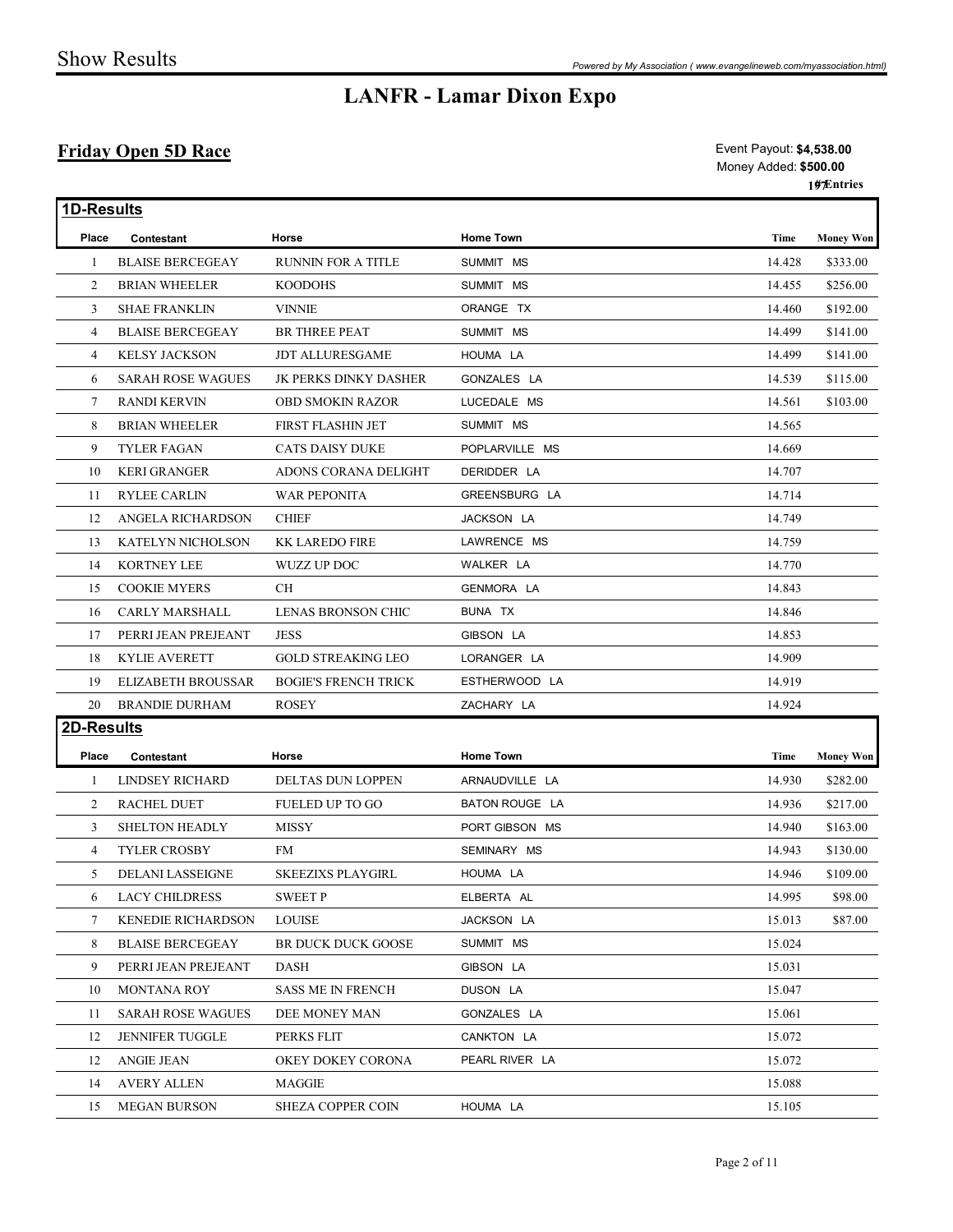# Show Results

## LANFR - Lamar Dixon Expo

### Friday Open 5D Race

Event Payout: **$4,538.00**
Money Added: **$500.00**
197 Entries

**1D-Results**

| Place | Contestant | Horse | Home Town | Time | Money Won |
|---|---|---|---|---|---|
| 1 | BLAISE BERCEGEAY | RUNNIN FOR A TITLE | SUMMIT MS | 14.428 | $333.00 |
| 2 | BRIAN WHEELER | KOODOHS | SUMMIT MS | 14.455 | $256.00 |
| 3 | SHAE FRANKLIN | VINNIE | ORANGE TX | 14.460 | $192.00 |
| 4 | BLAISE BERCEGEAY | BR THREE PEAT | SUMMIT MS | 14.499 | $141.00 |
| 4 | KELSY JACKSON | JDT ALLURESGAME | HOUMA LA | 14.499 | $141.00 |
| 6 | SARAH ROSE WAGUES | JK PERKS DINKY DASHER | GONZALES LA | 14.539 | $115.00 |
| 7 | RANDI KERVIN | OBD SMOKIN RAZOR | LUCEDALE MS | 14.561 | $103.00 |
| 8 | BRIAN WHEELER | FIRST FLASHIN JET | SUMMIT MS | 14.565 | |
| 9 | TYLER FAGAN | CATS DAISY DUKE | POPLARVILLE MS | 14.669 | |
| 10 | KERI GRANGER | ADONS CORANA DELIGHT | DERIDDER LA | 14.707 | |
| 11 | RYLEE CARLIN | WAR PEPONITA | GREENSBURG LA | 14.714 | |
| 12 | ANGELA RICHARDSON | CHIEF | JACKSON LA | 14.749 | |
| 13 | KATELYN NICHOLSON | KK LAREDO FIRE | LAWRENCE MS | 14.759 | |
| 14 | KORTNEY LEE | WUZZ UP DOC | WALKER LA | 14.770 | |
| 15 | COOKIE MYERS | CH | GENMORA LA | 14.843 | |
| 16 | CARLY MARSHALL | LENAS BRONSON CHIC | BUNA TX | 14.846 | |
| 17 | PERRI JEAN PREJEANT | JESS | GIBSON LA | 14.853 | |
| 18 | KYLIE AVERETT | GOLD STREAKING LEO | LORANGER LA | 14.909 | |
| 19 | ELIZABETH BROUSSAR | BOGIE'S FRENCH TRICK | ESTHERWOOD LA | 14.919 | |
| 20 | BRANDIE DURHAM | ROSEY | ZACHARY LA | 14.924 | |

**2D-Results**

| Place | Contestant | Horse | Home Town | Time | Money Won |
|---|---|---|---|---|---|
| 1 | LINDSEY RICHARD | DELTAS DUN LOPPEN | ARNAUDVILLE LA | 14.930 | $282.00 |
| 2 | RACHEL DUET | FUELED UP TO GO | BATON ROUGE LA | 14.936 | $217.00 |
| 3 | SHELTON HEADLY | MISSY | PORT GIBSON MS | 14.940 | $163.00 |
| 4 | TYLER CROSBY | FM | SEMINARY MS | 14.943 | $130.00 |
| 5 | DELANI LASSEIGNE | SKEEZIXS PLAYGIRL | HOUMA LA | 14.946 | $109.00 |
| 6 | LACY CHILDRESS | SWEET P | ELBERTA AL | 14.995 | $98.00 |
| 7 | KENEDIE RICHARDSON | LOUISE | JACKSON LA | 15.013 | $87.00 |
| 8 | BLAISE BERCEGEAY | BR DUCK DUCK GOOSE | SUMMIT MS | 15.024 | |
| 9 | PERRI JEAN PREJEANT | DASH | GIBSON LA | 15.031 | |
| 10 | MONTANA ROY | SASS ME IN FRENCH | DUSON LA | 15.047 | |
| 11 | SARAH ROSE WAGUES | DEE MONEY MAN | GONZALES LA | 15.061 | |
| 12 | JENNIFER TUGGLE | PERKS FLIT | CANKTON LA | 15.072 | |
| 12 | ANGIE JEAN | OKEY DOKEY CORONA | PEARL RIVER LA | 15.072 | |
| 14 | AVERY ALLEN | MAGGIE | | 15.088 | |
| 15 | MEGAN BURSON | SHEZA COPPER COIN | HOUMA LA | 15.105 | |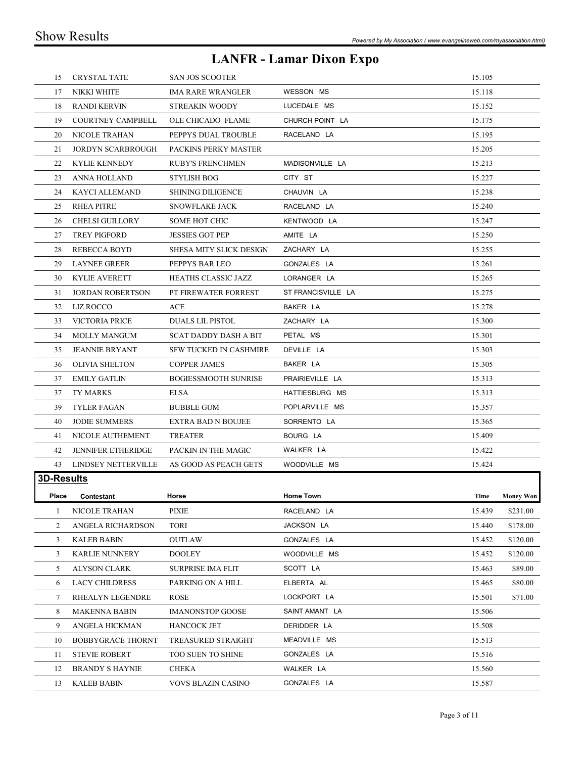# LANFR - Lamar Dixon Expo

| | | | | | |
|---|---|---|---|---|---|
| 15 | CRYSTAL TATE | SAN JOS SCOOTER | | 15.105 | |
| 17 | NIKKI WHITE | IMA RARE WRANGLER | WESSON MS | 15.118 | |
| 18 | RANDI KERVIN | STREAKIN WOODY | LUCEDALE MS | 15.152 | |
| 19 | COURTNEY CAMPBELL | OLE CHICADO FLAME | CHURCH POINT LA | 15.175 | |
| 20 | NICOLE TRAHAN | PEPPYS DUAL TROUBLE | RACELAND LA | 15.195 | |
| 21 | JORDYN SCARBROUGH | PACKINS PERKY MASTER | | 15.205 | |
| 22 | KYLIE KENNEDY | RUBY'S FRENCHMEN | MADISONVILLE LA | 15.213 | |
| 23 | ANNA HOLLAND | STYLISH BOG | CITY ST | 15.227 | |
| 24 | KAYCI ALLEMAND | SHINING DILIGENCE | CHAUVIN LA | 15.238 | |
| 25 | RHEA PITRE | SNOWFLAKE JACK | RACELAND LA | 15.240 | |
| 26 | CHELSI GUILLORY | SOME HOT CHIC | KENTWOOD LA | 15.247 | |
| 27 | TREY PIGFORD | JESSIES GOT PEP | AMITE LA | 15.250 | |
| 28 | REBECCA BOYD | SHESA MITY SLICK DESIGN | ZACHARY LA | 15.255 | |
| 29 | LAYNEE GREER | PEPPYS BAR LEO | GONZALES LA | 15.261 | |
| 30 | KYLIE AVERETT | HEATHS CLASSIC JAZZ | LORANGER LA | 15.265 | |
| 31 | JORDAN ROBERTSON | PT FIREWATER FORREST | ST FRANCISVILLE LA | 15.275 | |
| 32 | LIZ ROCCO | ACE | BAKER LA | 15.278 | |
| 33 | VICTORIA PRICE | DUALS LIL PISTOL | ZACHARY LA | 15.300 | |
| 34 | MOLLY MANGUM | SCAT DADDY DASH A BIT | PETAL MS | 15.301 | |
| 35 | JEANNIE BRYANT | SFW TUCKED IN CASHMIRE | DEVILLE LA | 15.303 | |
| 36 | OLIVIA SHELTON | COPPER JAMES | BAKER LA | 15.305 | |
| 37 | EMILY GATLIN | BOGIESSMOOTH SUNRISE | PRAIRIEVILLE LA | 15.313 | |
| 37 | TY MARKS | ELSA | HATTIESBURG MS | 15.313 | |
| 39 | TYLER FAGAN | BUBBLE GUM | POPLARVILLE MS | 15.357 | |
| 40 | JODIE SUMMERS | EXTRA BAD N BOUJEE | SORRENTO LA | 15.365 | |
| 41 | NICOLE AUTHEMENT | TREATER | BOURG LA | 15.409 | |
| 42 | JENNIFER ETHERIDGE | PACKIN IN THE MAGIC | WALKER LA | 15.422 | |
| 43 | LINDSEY NETTERVILLE | AS GOOD AS PEACH GETS | WOODVILLE MS | 15.424 | |

## 3D-Results

| Place | Contestant | Horse | Home Town | Time | Money Won |
|---|---|---|---|---|---|
| 1 | NICOLE TRAHAN | PIXIE | RACELAND LA | 15.439 | $231.00 |
| 2 | ANGELA RICHARDSON | TORI | JACKSON LA | 15.440 | $178.00 |
| 3 | KALEB BABIN | OUTLAW | GONZALES LA | 15.452 | $120.00 |
| 3 | KARLIE NUNNERY | DOOLEY | WOODVILLE MS | 15.452 | $120.00 |
| 5 | ALYSON CLARK | SURPRISE IMA FLIT | SCOTT LA | 15.463 | $89.00 |
| 6 | LACY CHILDRESS | PARKING ON A HILL | ELBERTA AL | 15.465 | $80.00 |
| 7 | RHEALYN LEGENDRE | ROSE | LOCKPORT LA | 15.501 | $71.00 |
| 8 | MAKENNA BABIN | IMANONSTOP GOOSE | SAINT AMANT LA | 15.506 | |
| 9 | ANGELA HICKMAN | HANCOCK JET | DERIDDER LA | 15.508 | |
| 10 | BOBBYGRACE THORNT | TREASURED STRAIGHT | MEADVILLE MS | 15.513 | |
| 11 | STEVIE ROBERT | TOO SUEN TO SHINE | GONZALES LA | 15.516 | |
| 12 | BRANDY S HAYNIE | CHEKA | WALKER LA | 15.560 | |
| 13 | KALEB BABIN | VOVS BLAZIN CASINO | GONZALES LA | 15.587 | |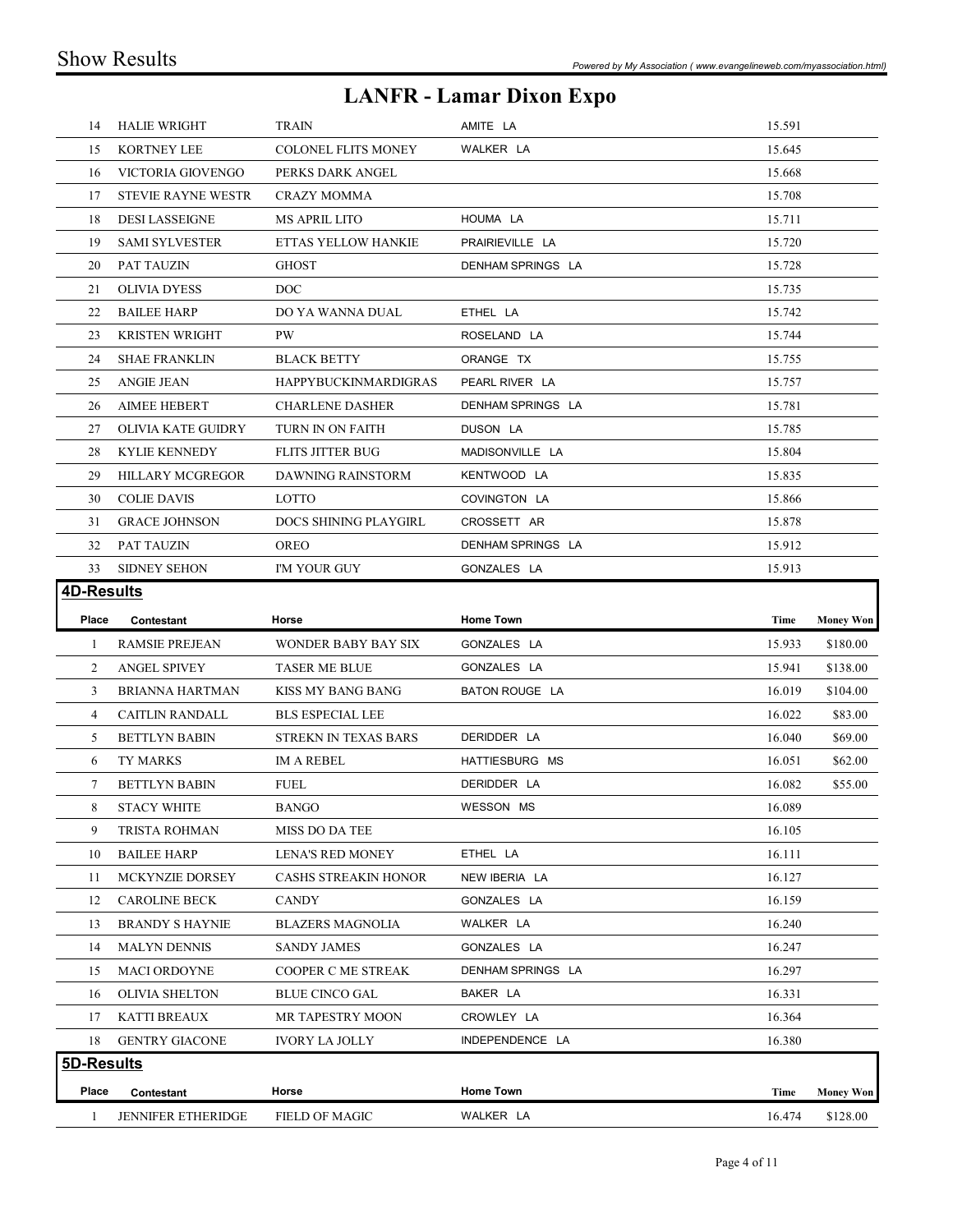# LANFR - Lamar Dixon Expo

| | | | | | |
|---|---|---|---|---|---|
| 14 | HALIE WRIGHT | TRAIN | AMITE LA | 15.591 | |
| 15 | KORTNEY LEE | COLONEL FLITS MONEY | WALKER LA | 15.645 | |
| 16 | VICTORIA GIOVENGO | PERKS DARK ANGEL | | 15.668 | |
| 17 | STEVIE RAYNE WESTR | CRAZY MOMMA | | 15.708 | |
| 18 | DESI LASSEIGNE | MS APRIL LITO | HOUMA LA | 15.711 | |
| 19 | SAMI SYLVESTER | ETTAS YELLOW HANKIE | PRAIRIEVILLE LA | 15.720 | |
| 20 | PAT TAUZIN | GHOST | DENHAM SPRINGS LA | 15.728 | |
| 21 | OLIVIA DYESS | DOC | | 15.735 | |
| 22 | BAILEE HARP | DO YA WANNA DUAL | ETHEL LA | 15.742 | |
| 23 | KRISTEN WRIGHT | PW | ROSELAND LA | 15.744 | |
| 24 | SHAE FRANKLIN | BLACK BETTY | ORANGE TX | 15.755 | |
| 25 | ANGIE JEAN | HAPPYBUCKINMARDIGRAS | PEARL RIVER LA | 15.757 | |
| 26 | AIMEE HEBERT | CHARLENE DASHER | DENHAM SPRINGS LA | 15.781 | |
| 27 | OLIVIA KATE GUIDRY | TURN IN ON FAITH | DUSON LA | 15.785 | |
| 28 | KYLIE KENNEDY | FLITS JITTER BUG | MADISONVILLE LA | 15.804 | |
| 29 | HILLARY MCGREGOR | DAWNING RAINSTORM | KENTWOOD LA | 15.835 | |
| 30 | COLIE DAVIS | LOTTO | COVINGTON LA | 15.866 | |
| 31 | GRACE JOHNSON | DOCS SHINING PLAYGIRL | CROSSETT AR | 15.878 | |
| 32 | PAT TAUZIN | OREO | DENHAM SPRINGS LA | 15.912 | |
| 33 | SIDNEY SEHON | I'M YOUR GUY | GONZALES LA | 15.913 | |

## 4D-Results

| Place | Contestant | Horse | Home Town | Time | Money Won |
|---|---|---|---|---|---|
| 1 | RAMSIE PREJEAN | WONDER BABY BAY SIX | GONZALES LA | 15.933 | $180.00 |
| 2 | ANGEL SPIVEY | TASER ME BLUE | GONZALES LA | 15.941 | $138.00 |
| 3 | BRIANNA HARTMAN | KISS MY BANG BANG | BATON ROUGE LA | 16.019 | $104.00 |
| 4 | CAITLIN RANDALL | BLS ESPECIAL LEE | | 16.022 | $83.00 |
| 5 | BETTLYN BABIN | STREKN IN TEXAS BARS | DERIDDER LA | 16.040 | $69.00 |
| 6 | TY MARKS | IM A REBEL | HATTIESBURG MS | 16.051 | $62.00 |
| 7 | BETTLYN BABIN | FUEL | DERIDDER LA | 16.082 | $55.00 |
| 8 | STACY WHITE | BANGO | WESSON MS | 16.089 | |
| 9 | TRISTA ROHMAN | MISS DO DA TEE | | 16.105 | |
| 10 | BAILEE HARP | LENA'S RED MONEY | ETHEL LA | 16.111 | |
| 11 | MCKYNZIE DORSEY | CASHS STREAKIN HONOR | NEW IBERIA LA | 16.127 | |
| 12 | CAROLINE BECK | CANDY | GONZALES LA | 16.159 | |
| 13 | BRANDY S HAYNIE | BLAZERS MAGNOLIA | WALKER LA | 16.240 | |
| 14 | MALYN DENNIS | SANDY JAMES | GONZALES LA | 16.247 | |
| 15 | MACI ORDOYNE | COOPER C ME STREAK | DENHAM SPRINGS LA | 16.297 | |
| 16 | OLIVIA SHELTON | BLUE CINCO GAL | BAKER LA | 16.331 | |
| 17 | KATTI BREAUX | MR TAPESTRY MOON | CROWLEY LA | 16.364 | |
| 18 | GENTRY GIACONE | IVORY LA JOLLY | INDEPENDENCE LA | 16.380 | |

## 5D-Results

| Place | Contestant | Horse | Home Town | Time | Money Won |
|---|---|---|---|---|---|
| 1 | JENNIFER ETHERIDGE | FIELD OF MAGIC | WALKER LA | 16.474 | $128.00 |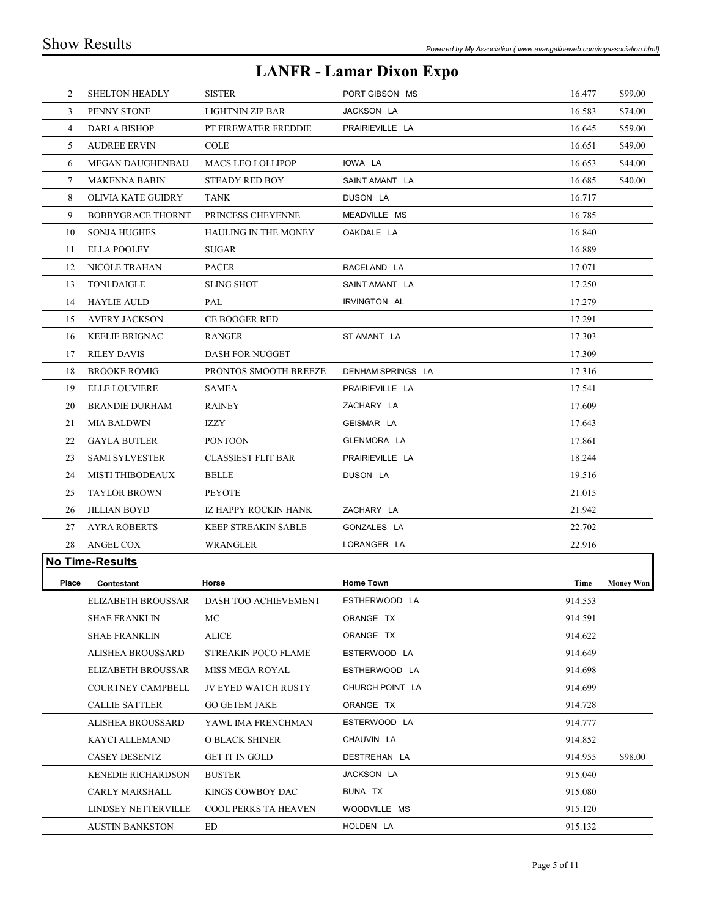# LANFR - Lamar Dixon Expo

| Place | Contestant | Horse | Home Town | Time | Money Won |
|---|---|---|---|---|---|
| 2 | SHELTON HEADLY | SISTER | PORT GIBSON MS | 16.477 | $99.00 |
| 3 | PENNY STONE | LIGHTNIN ZIP BAR | JACKSON LA | 16.583 | $74.00 |
| 4 | DARLA BISHOP | PT FIREWATER FREDDIE | PRAIRIEVILLE LA | 16.645 | $59.00 |
| 5 | AUDREE ERVIN | COLE | | 16.651 | $49.00 |
| 6 | MEGAN DAUGHENBAU | MACS LEO LOLLIPOP | IOWA LA | 16.653 | $44.00 |
| 7 | MAKENNA BABIN | STEADY RED BOY | SAINT AMANT LA | 16.685 | $40.00 |
| 8 | OLIVIA KATE GUIDRY | TANK | DUSON LA | 16.717 | |
| 9 | BOBBYGRACE THORNT | PRINCESS CHEYENNE | MEADVILLE MS | 16.785 | |
| 10 | SONJA HUGHES | HAULING IN THE MONEY | OAKDALE LA | 16.840 | |
| 11 | ELLA POOLEY | SUGAR | | 16.889 | |
| 12 | NICOLE TRAHAN | PACER | RACELAND LA | 17.071 | |
| 13 | TONI DAIGLE | SLING SHOT | SAINT AMANT LA | 17.250 | |
| 14 | HAYLIE AULD | PAL | IRVINGTON AL | 17.279 | |
| 15 | AVERY JACKSON | CE BOOGER RED | | 17.291 | |
| 16 | KEELIE BRIGNAC | RANGER | ST AMANT LA | 17.303 | |
| 17 | RILEY DAVIS | DASH FOR NUGGET | | 17.309 | |
| 18 | BROOKE ROMIG | PRONTOS SMOOTH BREEZE | DENHAM SPRINGS LA | 17.316 | |
| 19 | ELLE LOUVIERE | SAMEA | PRAIRIEVILLE LA | 17.541 | |
| 20 | BRANDIE DURHAM | RAINEY | ZACHARY LA | 17.609 | |
| 21 | MIA BALDWIN | IZZY | GEISMAR LA | 17.643 | |
| 22 | GAYLA BUTLER | PONTOON | GLENMORA LA | 17.861 | |
| 23 | SAMI SYLVESTER | CLASSIEST FLIT BAR | PRAIRIEVILLE LA | 18.244 | |
| 24 | MISTI THIBODEAUX | BELLE | DUSON LA | 19.516 | |
| 25 | TAYLOR BROWN | PEYOTE | | 21.015 | |
| 26 | JILLIAN BOYD | IZ HAPPY ROCKIN HANK | ZACHARY LA | 21.942 | |
| 27 | AYRA ROBERTS | KEEP STREAKIN SABLE | GONZALES LA | 22.702 | |
| 28 | ANGEL COX | WRANGLER | LORANGER LA | 22.916 | |

## No Time-Results

| Place | Contestant | Horse | Home Town | Time | Money Won |
|---|---|---|---|---|---|
| | ELIZABETH BROUSSAR | DASH TOO ACHIEVEMENT | ESTHERWOOD LA | 914.553 | |
| | SHAE FRANKLIN | MC | ORANGE TX | 914.591 | |
| | SHAE FRANKLIN | ALICE | ORANGE TX | 914.622 | |
| | ALISHEA BROUSSARD | STREAKIN POCO FLAME | ESTERWOOD LA | 914.649 | |
| | ELIZABETH BROUSSAR | MISS MEGA ROYAL | ESTHERWOOD LA | 914.698 | |
| | COURTNEY CAMPBELL | JV EYED WATCH RUSTY | CHURCH POINT LA | 914.699 | |
| | CALLIE SATTLER | GO GETEM JAKE | ORANGE TX | 914.728 | |
| | ALISHEA BROUSSARD | YAWL IMA FRENCHMAN | ESTERWOOD LA | 914.777 | |
| | KAYCI ALLEMAND | O BLACK SHINER | CHAUVIN LA | 914.852 | |
| | CASEY DESENTZ | GET IT IN GOLD | DESTREHAN LA | 914.955 | $98.00 |
| | KENEDIE RICHARDSON | BUSTER | JACKSON LA | 915.040 | |
| | CARLY MARSHALL | KINGS COWBOY DAC | BUNA TX | 915.080 | |
| | LINDSEY NETTERVILLE | COOL PERKS TA HEAVEN | WOODVILLE MS | 915.120 | |
| | AUSTIN BANKSTON | ED | HOLDEN LA | 915.132 | |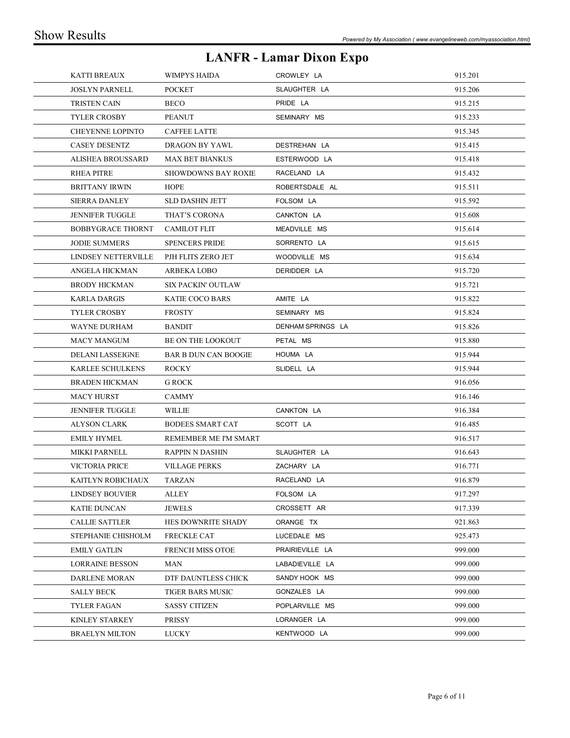## LANFR - Lamar Dixon Expo

| | | | |
|---|---|---|---|
| KATTI BREAUX | WIMPYS HAIDA | CROWLEY LA | 915.201 |
| JOSLYN PARNELL | POCKET | SLAUGHTER LA | 915.206 |
| TRISTEN CAIN | BECO | PRIDE LA | 915.215 |
| TYLER CROSBY | PEANUT | SEMINARY MS | 915.233 |
| CHEYENNE LOPINTO | CAFFEE LATTE | | 915.345 |
| CASEY DESENTZ | DRAGON BY YAWL | DESTREHAN LA | 915.415 |
| ALISHEA BROUSSARD | MAX BET BIANKUS | ESTERWOOD LA | 915.418 |
| RHEA PITRE | SHOWDOWNS BAY ROXIE | RACELAND LA | 915.432 |
| BRITTANY IRWIN | HOPE | ROBERTSDALE AL | 915.511 |
| SIERRA DANLEY | SLD DASHIN JETT | FOLSOM LA | 915.592 |
| JENNIFER TUGGLE | THAT'S CORONA | CANKTON LA | 915.608 |
| BOBBYGRACE THORNT | CAMILOT FLIT | MEADVILLE MS | 915.614 |
| JODIE SUMMERS | SPENCERS PRIDE | SORRENTO LA | 915.615 |
| LINDSEY NETTERVILLE | PJH FLITS ZERO JET | WOODVILLE MS | 915.634 |
| ANGELA HICKMAN | ARBEKA LOBO | DERIDDER LA | 915.720 |
| BRODY HICKMAN | SIX PACKIN' OUTLAW | | 915.721 |
| KARLA DARGIS | KATIE COCO BARS | AMITE LA | 915.822 |
| TYLER CROSBY | FROSTY | SEMINARY MS | 915.824 |
| WAYNE DURHAM | BANDIT | DENHAM SPRINGS LA | 915.826 |
| MACY MANGUM | BE ON THE LOOKOUT | PETAL MS | 915.880 |
| DELANI LASSEIGNE | BAR B DUN CAN BOOGIE | HOUMA LA | 915.944 |
| KARLEE SCHULKENS | ROCKY | SLIDELL LA | 915.944 |
| BRADEN HICKMAN | G ROCK | | 916.056 |
| MACY HURST | CAMMY | | 916.146 |
| JENNIFER TUGGLE | WILLIE | CANKTON LA | 916.384 |
| ALYSON CLARK | BODEES SMART CAT | SCOTT LA | 916.485 |
| EMILY HYMEL | REMEMBER ME I'M SMART | | 916.517 |
| MIKKI PARNELL | RAPPIN N DASHIN | SLAUGHTER LA | 916.643 |
| VICTORIA PRICE | VILLAGE PERKS | ZACHARY LA | 916.771 |
| KAITLYN ROBICHAUX | TARZAN | RACELAND LA | 916.879 |
| LINDSEY BOUVIER | ALLEY | FOLSOM LA | 917.297 |
| KATIE DUNCAN | JEWELS | CROSSETT AR | 917.339 |
| CALLIE SATTLER | HES DOWNRITE SHADY | ORANGE TX | 921.863 |
| STEPHANIE CHISHOLM | FRECKLE CAT | LUCEDALE MS | 925.473 |
| EMILY GATLIN | FRENCH MISS OTOE | PRAIRIEVILLE LA | 999.000 |
| LORRAINE BESSON | MAN | LABADIEVILLE LA | 999.000 |
| DARLENE MORAN | DTF DAUNTLESS CHICK | SANDY HOOK MS | 999.000 |
| SALLY BECK | TIGER BARS MUSIC | GONZALES LA | 999.000 |
| TYLER FAGAN | SASSY CITIZEN | POPLARVILLE MS | 999.000 |
| KINLEY STARKEY | PRISSY | LORANGER LA | 999.000 |
| BRAELYN MILTON | LUCKY | KENTWOOD LA | 999.000 |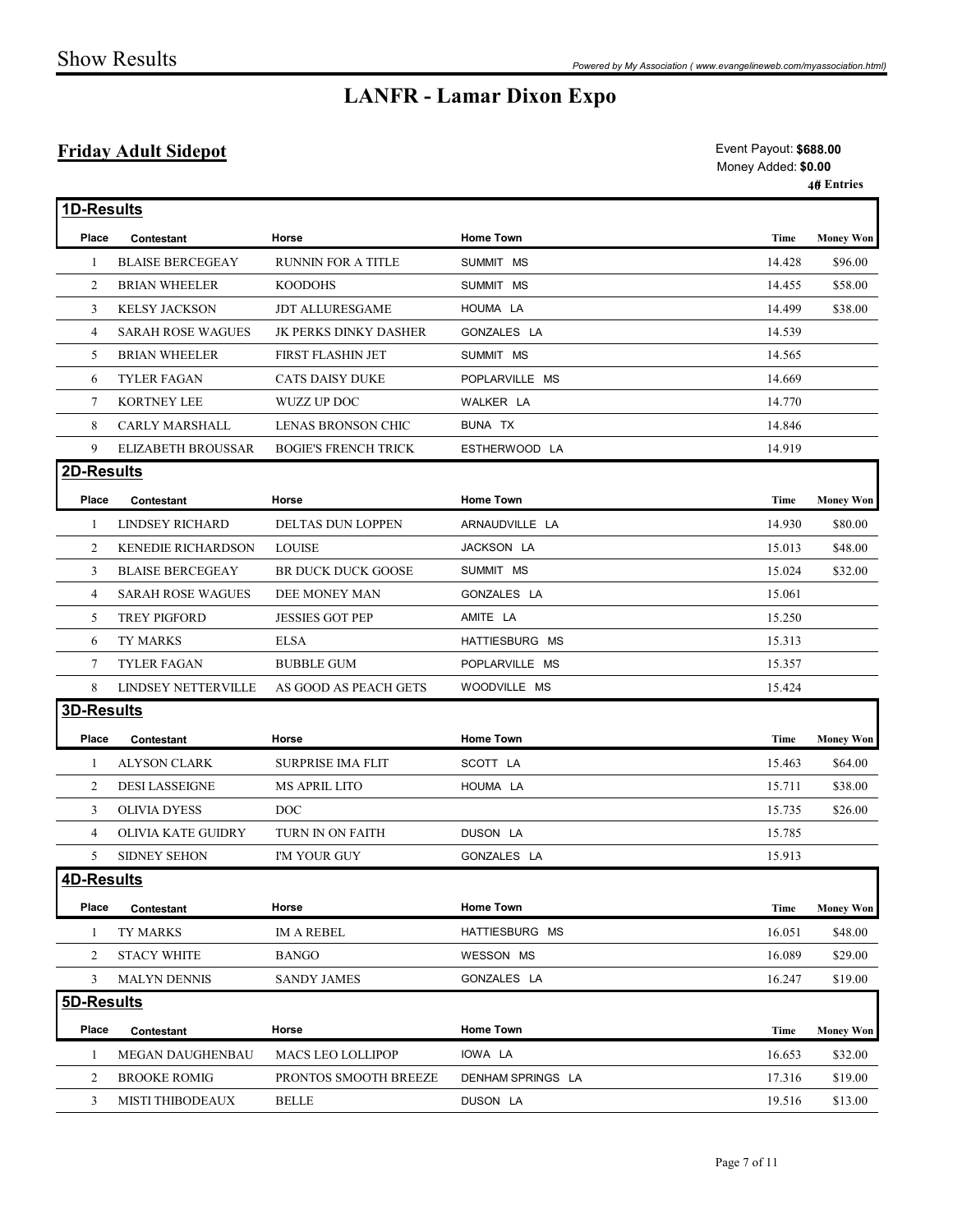# LANFR - Lamar Dixon Expo

## Friday Adult Sidepot

Event Payout: **$688.00**
Money Added: **$0.00**
**40 Entries**

### 1D-Results

| Place | Contestant | Horse | Home Town | Time | Money Won |
|---|---|---|---|---|---|
| 1 | BLAISE BERCEGEAY | RUNNIN FOR A TITLE | SUMMIT MS | 14.428 | $96.00 |
| 2 | BRIAN WHEELER | KOODOHS | SUMMIT MS | 14.455 | $58.00 |
| 3 | KELSY JACKSON | JDT ALLURESGAME | HOUMA LA | 14.499 | $38.00 |
| 4 | SARAH ROSE WAGUES | JK PERKS DINKY DASHER | GONZALES LA | 14.539 | |
| 5 | BRIAN WHEELER | FIRST FLASHIN JET | SUMMIT MS | 14.565 | |
| 6 | TYLER FAGAN | CATS DAISY DUKE | POPLARVILLE MS | 14.669 | |
| 7 | KORTNEY LEE | WUZZ UP DOC | WALKER LA | 14.770 | |
| 8 | CARLY MARSHALL | LENAS BRONSON CHIC | BUNA TX | 14.846 | |
| 9 | ELIZABETH BROUSSAR | BOGIE'S FRENCH TRICK | ESTHERWOOD LA | 14.919 | |

### 2D-Results

| Place | Contestant | Horse | Home Town | Time | Money Won |
|---|---|---|---|---|---|
| 1 | LINDSEY RICHARD | DELTAS DUN LOPPEN | ARNAUDVILLE LA | 14.930 | $80.00 |
| 2 | KENEDIE RICHARDSON | LOUISE | JACKSON LA | 15.013 | $48.00 |
| 3 | BLAISE BERCEGEAY | BR DUCK DUCK GOOSE | SUMMIT MS | 15.024 | $32.00 |
| 4 | SARAH ROSE WAGUES | DEE MONEY MAN | GONZALES LA | 15.061 | |
| 5 | TREY PIGFORD | JESSIES GOT PEP | AMITE LA | 15.250 | |
| 6 | TY MARKS | ELSA | HATTIESBURG MS | 15.313 | |
| 7 | TYLER FAGAN | BUBBLE GUM | POPLARVILLE MS | 15.357 | |
| 8 | LINDSEY NETTERVILLE | AS GOOD AS PEACH GETS | WOODVILLE MS | 15.424 | |

### 3D-Results

| Place | Contestant | Horse | Home Town | Time | Money Won |
|---|---|---|---|---|---|
| 1 | ALYSON CLARK | SURPRISE IMA FLIT | SCOTT LA | 15.463 | $64.00 |
| 2 | DESI LASSEIGNE | MS APRIL LITO | HOUMA LA | 15.711 | $38.00 |
| 3 | OLIVIA DYESS | DOC | | 15.735 | $26.00 |
| 4 | OLIVIA KATE GUIDRY | TURN IN ON FAITH | DUSON LA | 15.785 | |
| 5 | SIDNEY SEHON | I'M YOUR GUY | GONZALES LA | 15.913 | |

### 4D-Results

| Place | Contestant | Horse | Home Town | Time | Money Won |
|---|---|---|---|---|---|
| 1 | TY MARKS | IM A REBEL | HATTIESBURG MS | 16.051 | $48.00 |
| 2 | STACY WHITE | BANGO | WESSON MS | 16.089 | $29.00 |
| 3 | MALYN DENNIS | SANDY JAMES | GONZALES LA | 16.247 | $19.00 |

### 5D-Results

| Place | Contestant | Horse | Home Town | Time | Money Won |
|---|---|---|---|---|---|
| 1 | MEGAN DAUGHENBAU | MACS LEO LOLLIPOP | IOWA LA | 16.653 | $32.00 |
| 2 | BROOKE ROMIG | PRONTOS SMOOTH BREEZE | DENHAM SPRINGS LA | 17.316 | $19.00 |
| 3 | MISTI THIBODEAUX | BELLE | DUSON LA | 19.516 | $13.00 |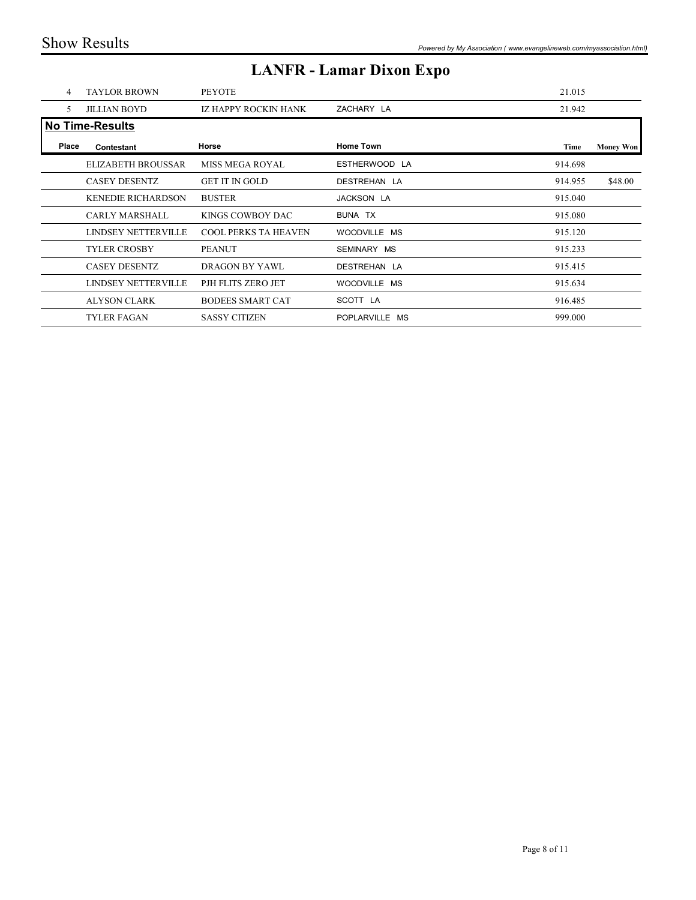# LANFR - Lamar Dixon Expo

| | | | | | |
|---|---|---|---|---|---|
| 4 | TAYLOR BROWN | PEYOTE | | 21.015 | |
| 5 | JILLIAN BOYD | IZ HAPPY ROCKIN HANK | ZACHARY LA | 21.942 | |

## No Time-Results

| Place | Contestant | Horse | Home Town | Time | Money Won |
|---|---|---|---|---|---|
| | ELIZABETH BROUSSAR | MISS MEGA ROYAL | ESTHERWOOD LA | 914.698 | |
| | CASEY DESENTZ | GET IT IN GOLD | DESTREHAN LA | 914.955 | $48.00 |
| | KENEDIE RICHARDSON | BUSTER | JACKSON LA | 915.040 | |
| | CARLY MARSHALL | KINGS COWBOY DAC | BUNA TX | 915.080 | |
| | LINDSEY NETTERVILLE | COOL PERKS TA HEAVEN | WOODVILLE MS | 915.120 | |
| | TYLER CROSBY | PEANUT | SEMINARY MS | 915.233 | |
| | CASEY DESENTZ | DRAGON BY YAWL | DESTREHAN LA | 915.415 | |
| | LINDSEY NETTERVILLE | PJH FLITS ZERO JET | WOODVILLE MS | 915.634 | |
| | ALYSON CLARK | BODEES SMART CAT | SCOTT LA | 916.485 | |
| | TYLER FAGAN | SASSY CITIZEN | POPLARVILLE MS | 999.000 | |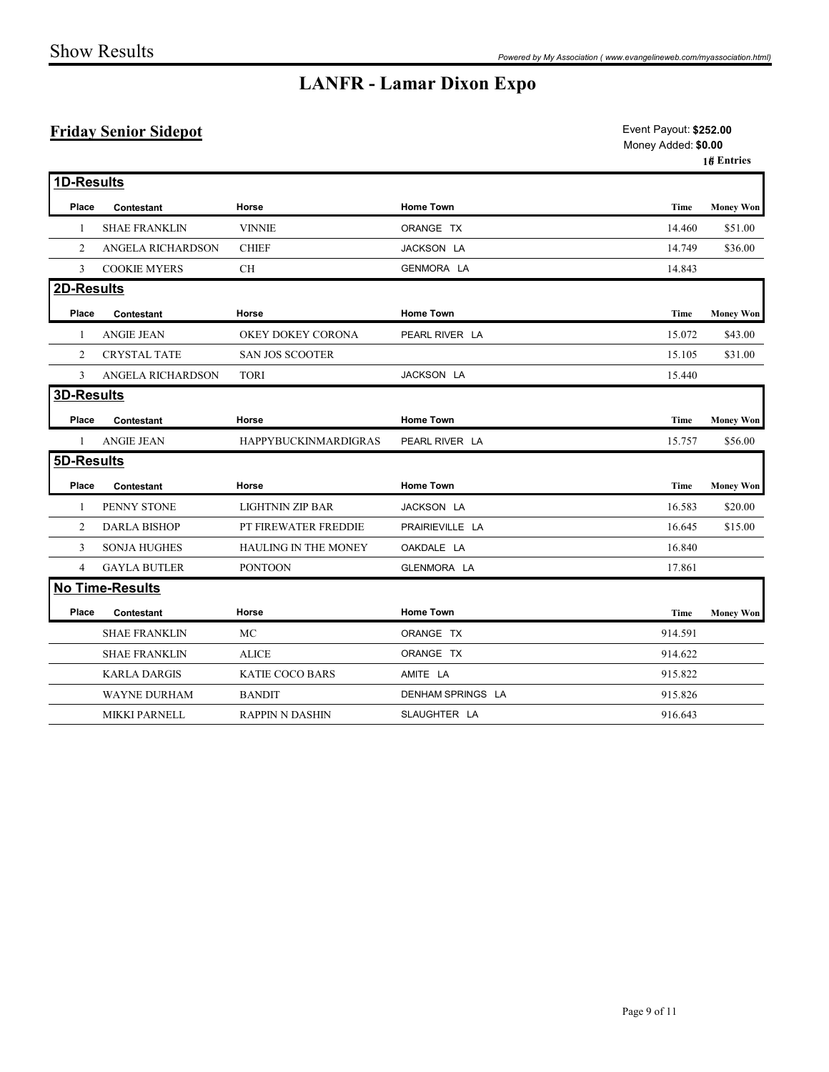Show Results

# LANFR - Lamar Dixon Expo

## Friday Senior Sidepot

Event Payout: **$252.00**
Money Added: **$0.00**
**18 Entries**

### 1D-Results

| Place | Contestant | Horse | Home Town | Time | Money Won |
|---|---|---|---|---|---|
| 1 | SHAE FRANKLIN | VINNIE | ORANGE TX | 14.460 | $51.00 |
| 2 | ANGELA RICHARDSON | CHIEF | JACKSON LA | 14.749 | $36.00 |
| 3 | COOKIE MYERS | CH | GENMORA LA | 14.843 | |

### 2D-Results

| Place | Contestant | Horse | Home Town | Time | Money Won |
|---|---|---|---|---|---|
| 1 | ANGIE JEAN | OKEY DOKEY CORONA | PEARL RIVER LA | 15.072 | $43.00 |
| 2 | CRYSTAL TATE | SAN JOS SCOOTER | | 15.105 | $31.00 |
| 3 | ANGELA RICHARDSON | TORI | JACKSON LA | 15.440 | |

### 3D-Results

| Place | Contestant | Horse | Home Town | Time | Money Won |
|---|---|---|---|---|---|
| 1 | ANGIE JEAN | HAPPYBUCKINMARDIGRAS | PEARL RIVER LA | 15.757 | $56.00 |

### 5D-Results

| Place | Contestant | Horse | Home Town | Time | Money Won |
|---|---|---|---|---|---|
| 1 | PENNY STONE | LIGHTNIN ZIP BAR | JACKSON LA | 16.583 | $20.00 |
| 2 | DARLA BISHOP | PT FIREWATER FREDDIE | PRAIRIEVILLE LA | 16.645 | $15.00 |
| 3 | SONJA HUGHES | HAULING IN THE MONEY | OAKDALE LA | 16.840 | |
| 4 | GAYLA BUTLER | PONTOON | GLENMORA LA | 17.861 | |

### No Time-Results

| Place | Contestant | Horse | Home Town | Time | Money Won |
|---|---|---|---|---|---|
| | SHAE FRANKLIN | MC | ORANGE TX | 914.591 | |
| | SHAE FRANKLIN | ALICE | ORANGE TX | 914.622 | |
| | KARLA DARGIS | KATIE COCO BARS | AMITE LA | 915.822 | |
| | WAYNE DURHAM | BANDIT | DENHAM SPRINGS LA | 915.826 | |
| | MIKKI PARNELL | RAPPIN N DASHIN | SLAUGHTER LA | 916.643 | |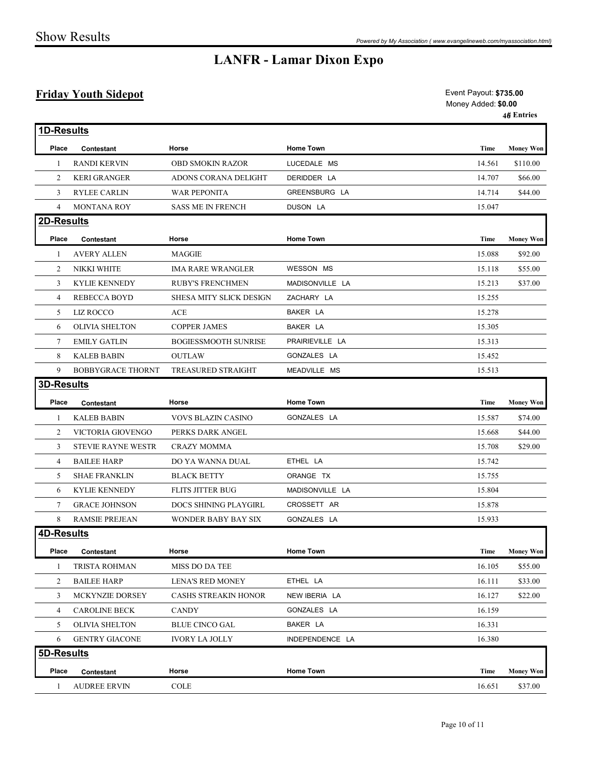# Show Results

## LANFR - Lamar Dixon Expo

### Friday Youth Sidepot

Event Payout: **$735.00**
Money Added: **$0.00**
**46 Entries**

#### 1D-Results

| Place | Contestant | Horse | Home Town | Time | Money Won |
|---|---|---|---|---|---|
| 1 | RANDI KERVIN | OBD SMOKIN RAZOR | LUCEDALE MS | 14.561 | $110.00 |
| 2 | KERI GRANGER | ADONS CORANA DELIGHT | DERIDDER LA | 14.707 | $66.00 |
| 3 | RYLEE CARLIN | WAR PEPONITA | GREENSBURG LA | 14.714 | $44.00 |
| 4 | MONTANA ROY | SASS ME IN FRENCH | DUSON LA | 15.047 | |

#### 2D-Results

| Place | Contestant | Horse | Home Town | Time | Money Won |
|---|---|---|---|---|---|
| 1 | AVERY ALLEN | MAGGIE | | 15.088 | $92.00 |
| 2 | NIKKI WHITE | IMA RARE WRANGLER | WESSON MS | 15.118 | $55.00 |
| 3 | KYLIE KENNEDY | RUBY'S FRENCHMEN | MADISONVILLE LA | 15.213 | $37.00 |
| 4 | REBECCA BOYD | SHESA MITY SLICK DESIGN | ZACHARY LA | 15.255 | |
| 5 | LIZ ROCCO | ACE | BAKER LA | 15.278 | |
| 6 | OLIVIA SHELTON | COPPER JAMES | BAKER LA | 15.305 | |
| 7 | EMILY GATLIN | BOGIESSMOOTH SUNRISE | PRAIRIEVILLE LA | 15.313 | |
| 8 | KALEB BABIN | OUTLAW | GONZALES LA | 15.452 | |
| 9 | BOBBYGRACE THORNT | TREASURED STRAIGHT | MEADVILLE MS | 15.513 | |

#### 3D-Results

| Place | Contestant | Horse | Home Town | Time | Money Won |
|---|---|---|---|---|---|
| 1 | KALEB BABIN | VOVS BLAZIN CASINO | GONZALES LA | 15.587 | $74.00 |
| 2 | VICTORIA GIOVENGO | PERKS DARK ANGEL | | 15.668 | $44.00 |
| 3 | STEVIE RAYNE WESTR | CRAZY MOMMA | | 15.708 | $29.00 |
| 4 | BAILEE HARP | DO YA WANNA DUAL | ETHEL LA | 15.742 | |
| 5 | SHAE FRANKLIN | BLACK BETTY | ORANGE TX | 15.755 | |
| 6 | KYLIE KENNEDY | FLITS JITTER BUG | MADISONVILLE LA | 15.804 | |
| 7 | GRACE JOHNSON | DOCS SHINING PLAYGIRL | CROSSETT AR | 15.878 | |
| 8 | RAMSIE PREJEAN | WONDER BABY BAY SIX | GONZALES LA | 15.933 | |

#### 4D-Results

| Place | Contestant | Horse | Home Town | Time | Money Won |
|---|---|---|---|---|---|
| 1 | TRISTA ROHMAN | MISS DO DA TEE | | 16.105 | $55.00 |
| 2 | BAILEE HARP | LENA'S RED MONEY | ETHEL LA | 16.111 | $33.00 |
| 3 | MCKYNZIE DORSEY | CASHS STREAKIN HONOR | NEW IBERIA LA | 16.127 | $22.00 |
| 4 | CAROLINE BECK | CANDY | GONZALES LA | 16.159 | |
| 5 | OLIVIA SHELTON | BLUE CINCO GAL | BAKER LA | 16.331 | |
| 6 | GENTRY GIACONE | IVORY LA JOLLY | INDEPENDENCE LA | 16.380 | |

#### 5D-Results

| Place | Contestant | Horse | Home Town | Time | Money Won |
|---|---|---|---|---|---|
| 1 | AUDREE ERVIN | COLE | | 16.651 | $37.00 |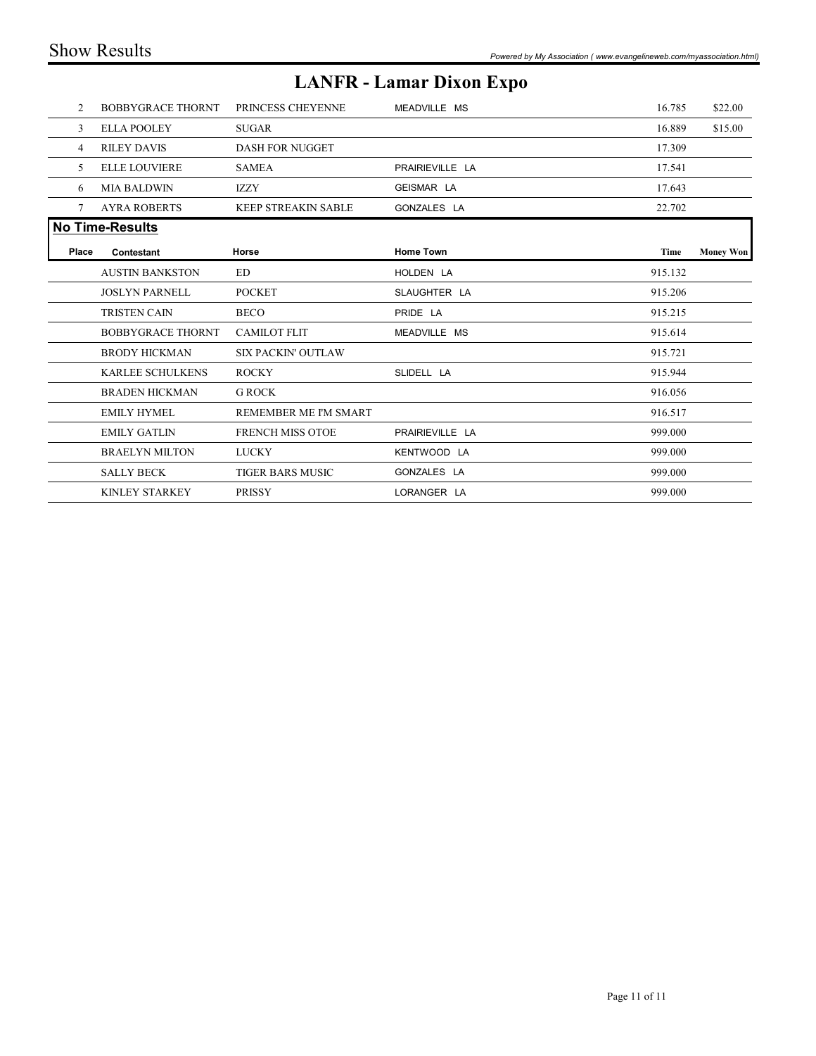# LANFR - Lamar Dixon Expo

| | | | | | |
|---|---|---|---|---|---|
| 2 | BOBBYGRACE THORNT | PRINCESS CHEYENNE | MEADVILLE MS | 16.785 | $22.00 |
| 3 | ELLA POOLEY | SUGAR | | 16.889 | $15.00 |
| 4 | RILEY DAVIS | DASH FOR NUGGET | | 17.309 | |
| 5 | ELLE LOUVIERE | SAMEA | PRAIRIEVILLE LA | 17.541 | |
| 6 | MIA BALDWIN | IZZY | GEISMAR LA | 17.643 | |
| 7 | AYRA ROBERTS | KEEP STREAKIN SABLE | GONZALES LA | 22.702 | |

## No Time-Results

| Place | Contestant | Horse | Home Town | Time | Money Won |
|---|---|---|---|---|---|
| | AUSTIN BANKSTON | ED | HOLDEN LA | 915.132 | |
| | JOSLYN PARNELL | POCKET | SLAUGHTER LA | 915.206 | |
| | TRISTEN CAIN | BECO | PRIDE LA | 915.215 | |
| | BOBBYGRACE THORNT | CAMILOT FLIT | MEADVILLE MS | 915.614 | |
| | BRODY HICKMAN | SIX PACKIN' OUTLAW | | 915.721 | |
| | KARLEE SCHULKENS | ROCKY | SLIDELL LA | 915.944 | |
| | BRADEN HICKMAN | G ROCK | | 916.056 | |
| | EMILY HYMEL | REMEMBER ME I'M SMART | | 916.517 | |
| | EMILY GATLIN | FRENCH MISS OTOE | PRAIRIEVILLE LA | 999.000 | |
| | BRAELYN MILTON | LUCKY | KENTWOOD LA | 999.000 | |
| | SALLY BECK | TIGER BARS MUSIC | GONZALES LA | 999.000 | |
| | KINLEY STARKEY | PRISSY | LORANGER LA | 999.000 | |